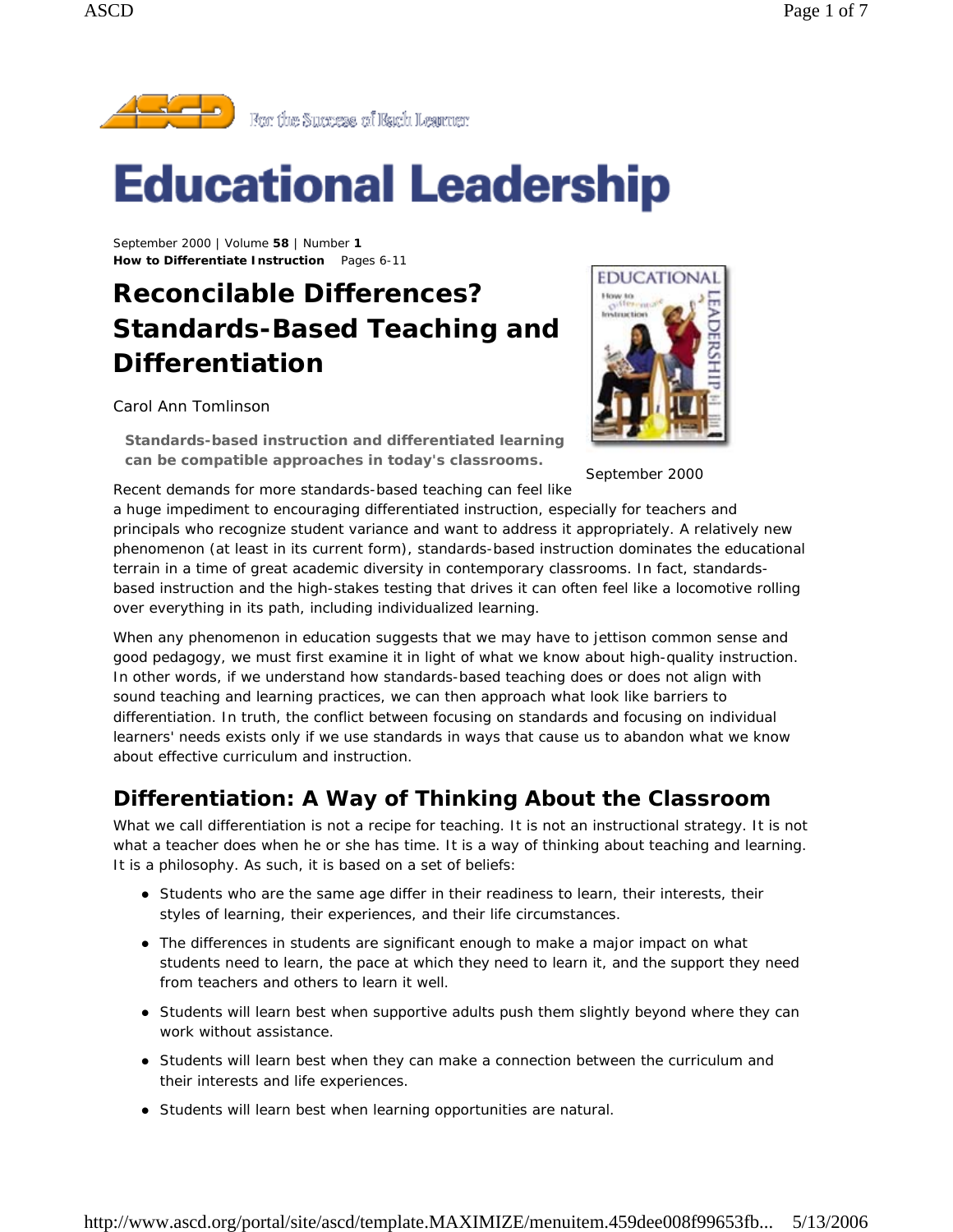# Educational Leadership

September 2000 | Volume **58** | Number **1**
**How to Differentiate Instruction** Pages 6-11

## Reconcilable Differences? Standards-Based Teaching and Differentiation

Carol Ann Tomlinson

**Standards-based instruction and differentiated learning can be compatible approaches in today's classrooms.**

September 2000

Recent demands for more standards-based teaching can feel like a huge impediment to encouraging differentiated instruction, especially for teachers and principals who recognize student variance and want to address it appropriately. A relatively new phenomenon (at least in its current form), standards-based instruction dominates the educational terrain in a time of great academic diversity in contemporary classrooms. In fact, standards-based instruction and the high-stakes testing that drives it can often feel like a locomotive rolling over everything in its path, including individualized learning.

When any phenomenon in education suggests that we may have to jettison common sense and good pedagogy, we must first examine it in light of what we know about high-quality instruction. In other words, if we understand how standards-based teaching does or does not align with sound teaching and learning practices, we can then approach what look like barriers to differentiation. In truth, the conflict between focusing on standards and focusing on individual learners' needs exists only if we use standards in ways that cause us to abandon what we know about effective curriculum and instruction.

## Differentiation: A Way of Thinking About the Classroom

What we call differentiation is not a recipe for teaching. It is not an instructional strategy. It is not what a teacher does when he or she has time. It is a way of thinking about teaching and learning. It is a philosophy. As such, it is based on a set of beliefs:

- Students who are the same age differ in their readiness to learn, their interests, their styles of learning, their experiences, and their life circumstances.
- The differences in students are significant enough to make a major impact on what students need to learn, the pace at which they need to learn it, and the support they need from teachers and others to learn it well.
- Students will learn best when supportive adults push them slightly beyond where they can work without assistance.
- Students will learn best when they can make a connection between the curriculum and their interests and life experiences.
- Students will learn best when learning opportunities are natural.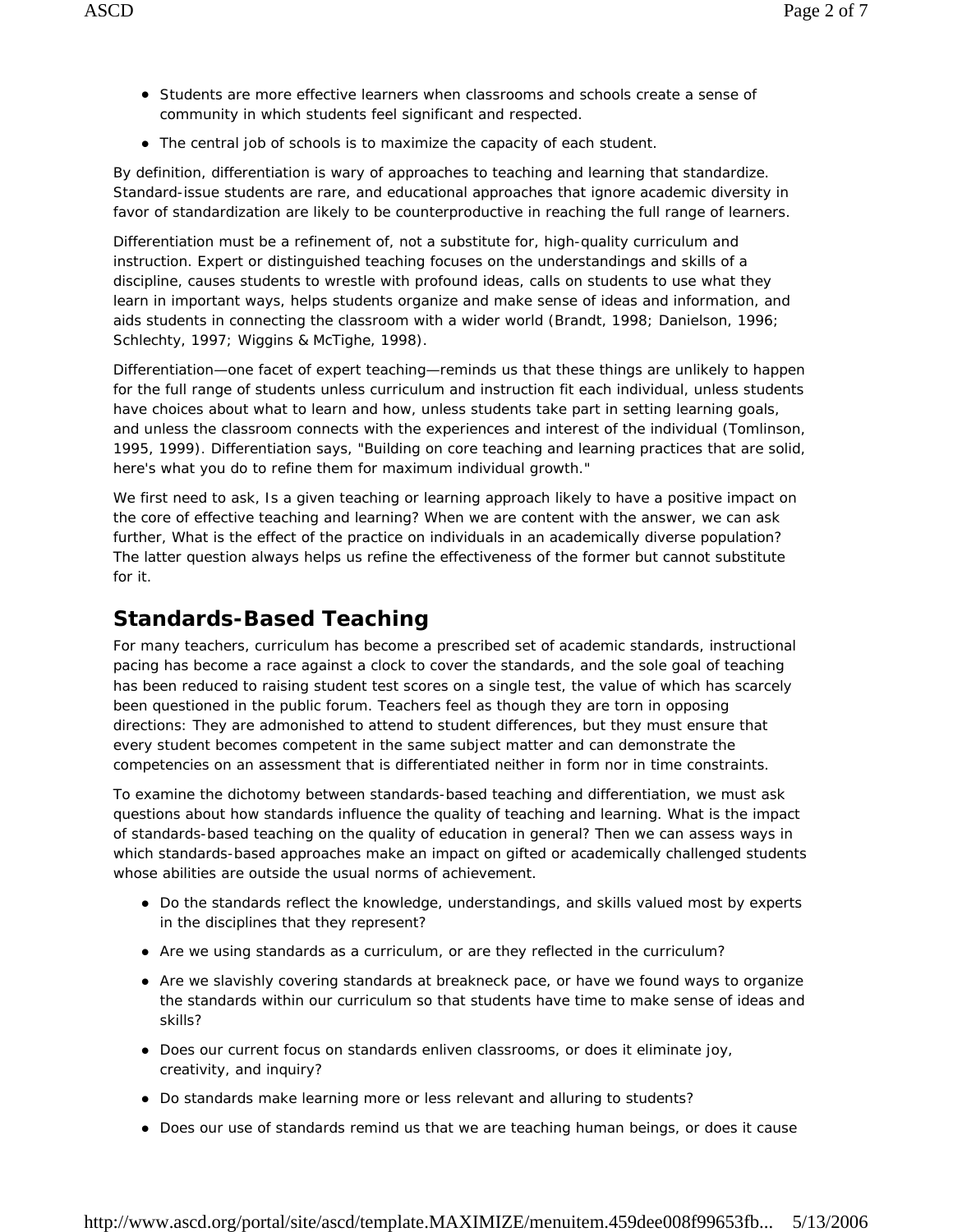- Students are more effective learners when classrooms and schools create a sense of community in which students feel significant and respected.
- The central job of schools is to maximize the capacity of each student.

By definition, differentiation is wary of approaches to teaching and learning that standardize. Standard-issue students are rare, and educational approaches that ignore academic diversity in favor of standardization are likely to be counterproductive in reaching the full range of learners.

Differentiation must be a refinement of, not a substitute for, high-quality curriculum and instruction. Expert or distinguished teaching focuses on the understandings and skills of a discipline, causes students to wrestle with profound ideas, calls on students to use what they learn in important ways, helps students organize and make sense of ideas and information, and aids students in connecting the classroom with a wider world (Brandt, 1998; Danielson, 1996; Schlechty, 1997; Wiggins & McTighe, 1998).

Differentiation—one facet of expert teaching—reminds us that these things are unlikely to happen for the full range of students unless curriculum and instruction fit each individual, unless students have choices about what to learn and how, unless students take part in setting learning goals, and unless the classroom connects with the experiences and interest of the individual (Tomlinson, 1995, 1999). Differentiation says, "Building on core teaching and learning practices that are solid, here's what you do to refine them for maximum individual growth."

We first need to ask, Is a given teaching or learning approach likely to have a positive impact on the core of effective teaching and learning? When we are content with the answer, we can ask further, What is the effect of the practice on individuals in an academically diverse population? The latter question always helps us refine the effectiveness of the former but cannot substitute for it.

## Standards-Based Teaching

For many teachers, curriculum has become a prescribed set of academic standards, instructional pacing has become a race against a clock to cover the standards, and the sole goal of teaching has been reduced to raising student test scores on a single test, the value of which has scarcely been questioned in the public forum. Teachers feel as though they are torn in opposing directions: They are admonished to attend to student differences, but they must ensure that every student becomes competent in the same subject matter and can demonstrate the competencies on an assessment that is differentiated neither in form nor in time constraints.

To examine the dichotomy between standards-based teaching and differentiation, we must ask questions about how standards influence the quality of teaching and learning. What is the impact of standards-based teaching on the quality of education in general? Then we can assess ways in which standards-based approaches make an impact on gifted or academically challenged students whose abilities are outside the usual norms of achievement.

- Do the standards reflect the knowledge, understandings, and skills valued most by experts in the disciplines that they represent?
- Are we using standards as a curriculum, or are they reflected in the curriculum?
- Are we slavishly covering standards at breakneck pace, or have we found ways to organize the standards within our curriculum so that students have time to make sense of ideas and skills?
- Does our current focus on standards enliven classrooms, or does it eliminate joy, creativity, and inquiry?
- Do standards make learning more or less relevant and alluring to students?
- Does our use of standards remind us that we are teaching human beings, or does it cause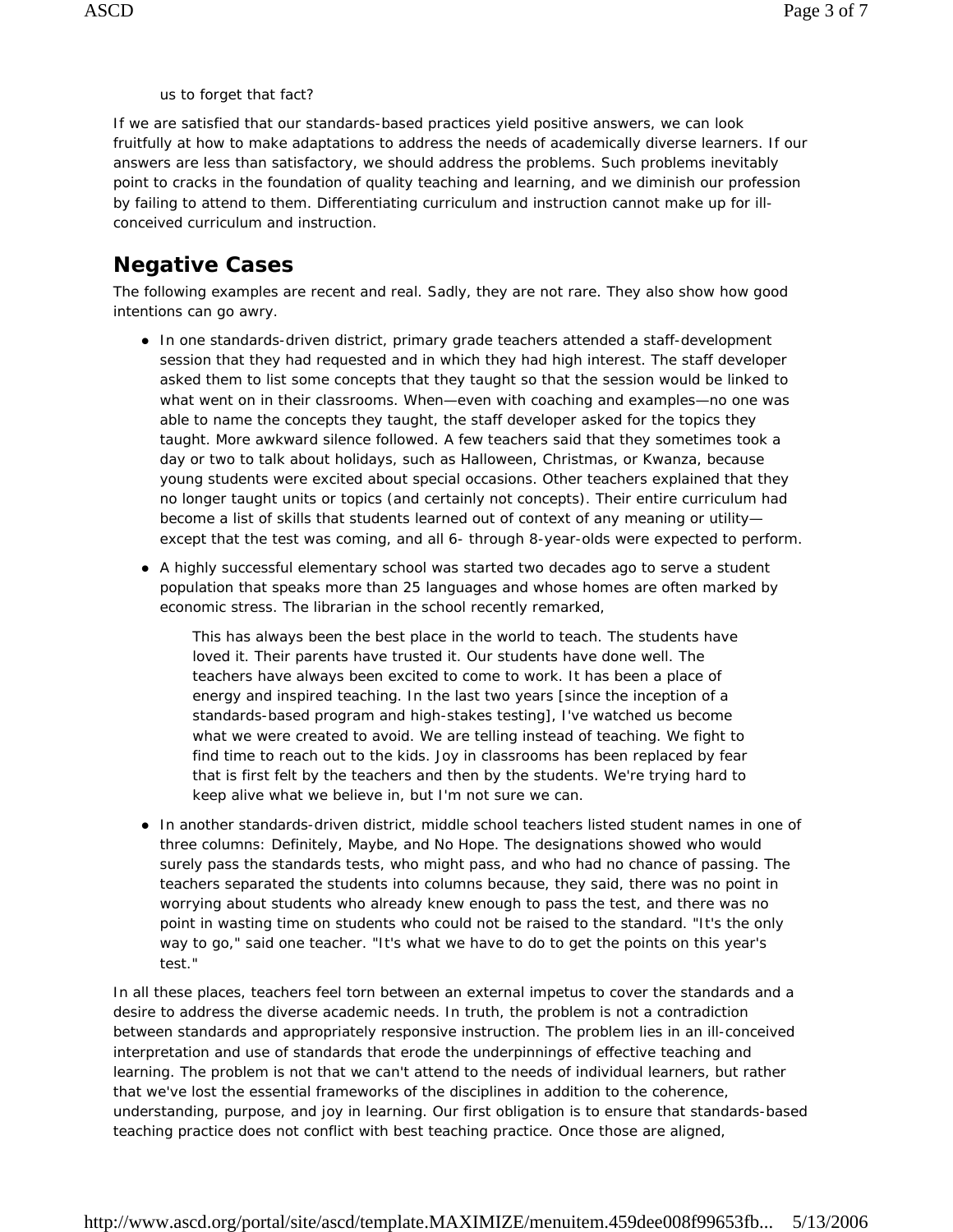us to forget that fact?

If we are satisfied that our standards-based practices yield positive answers, we can look fruitfully at how to make adaptations to address the needs of academically diverse learners. If our answers are less than satisfactory, we should address the problems. Such problems inevitably point to cracks in the foundation of quality teaching and learning, and we diminish our profession by failing to attend to them. Differentiating curriculum and instruction cannot make up for ill-conceived curriculum and instruction.

## Negative Cases

The following examples are recent and real. Sadly, they are not rare. They also show how good intentions can go awry.

- In one standards-driven district, primary grade teachers attended a staff-development session that they had requested and in which they had high interest. The staff developer asked them to list some concepts that they taught so that the session would be linked to what went on in their classrooms. When—even with coaching and examples—no one was able to name the concepts they taught, the staff developer asked for the topics they taught. More awkward silence followed. A few teachers said that they sometimes took a day or two to talk about holidays, such as Halloween, Christmas, or Kwanza, because young students were excited about special occasions. Other teachers explained that they no longer taught units or topics (and certainly not concepts). Their entire curriculum had become a list of skills that students learned out of context of any meaning or utility—except that the test was coming, and all 6- through 8-year-olds were expected to perform.
- A highly successful elementary school was started two decades ago to serve a student population that speaks more than 25 languages and whose homes are often marked by economic stress. The librarian in the school recently remarked,

  > This has always been the best place in the world to teach. The students have loved it. Their parents have trusted it. Our students have done well. The teachers have always been excited to come to work. It has been a place of energy and inspired teaching. In the last two years [since the inception of a standards-based program and high-stakes testing], I've watched us become what we were created to avoid. We are telling instead of teaching. We fight to find time to reach out to the kids. Joy in classrooms has been replaced by fear that is first felt by the teachers and then by the students. We're trying hard to keep alive what we believe in, but I'm not sure we can.

- In another standards-driven district, middle school teachers listed student names in one of three columns: Definitely, Maybe, and No Hope. The designations showed who would surely pass the standards tests, who might pass, and who had no chance of passing. The teachers separated the students into columns because, they said, there was no point in worrying about students who already knew enough to pass the test, and there was no point in wasting time on students who could not be raised to the standard. "It's the only way to go," said one teacher. "It's what we have to do to get the points on this year's test."

In all these places, teachers feel torn between an external impetus to cover the standards and a desire to address the diverse academic needs. In truth, the problem is not a contradiction between standards and appropriately responsive instruction. The problem lies in an ill-conceived interpretation and use of standards that erode the underpinnings of effective teaching and learning. The problem is not that we can't attend to the needs of individual learners, but rather that we've lost the essential frameworks of the disciplines in addition to the coherence, understanding, purpose, and joy in learning. Our first obligation is to ensure that standards-based teaching practice does not conflict with best teaching practice. Once those are aligned,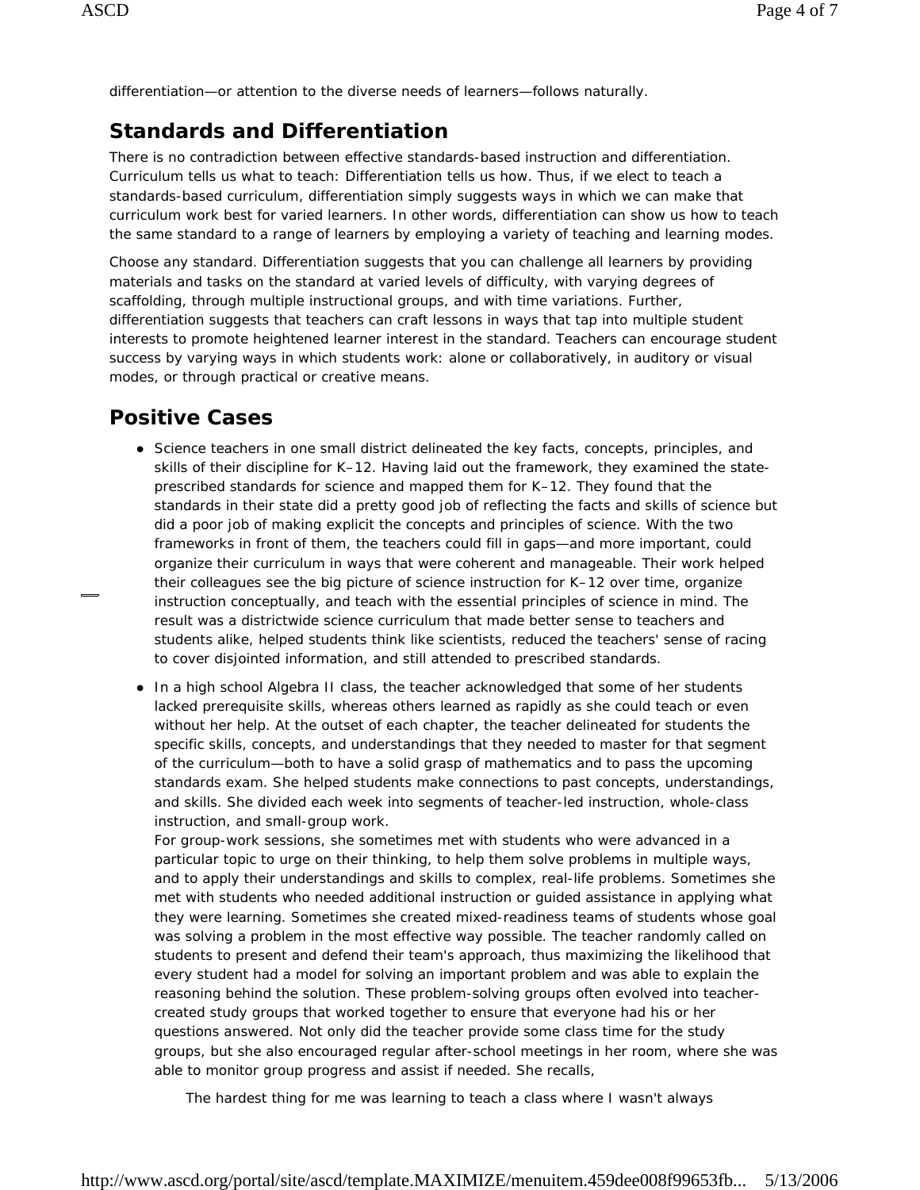differentiation—or attention to the diverse needs of learners—follows naturally.

## Standards and Differentiation

There is no contradiction between effective standards-based instruction and differentiation. Curriculum tells us what to teach: Differentiation tells us how. Thus, if we elect to teach a standards-based curriculum, differentiation simply suggests ways in which we can make that curriculum work best for varied learners. In other words, differentiation can show us how to teach the same standard to a range of learners by employing a variety of teaching and learning modes.

Choose any standard. Differentiation suggests that you can challenge all learners by providing materials and tasks on the standard at varied levels of difficulty, with varying degrees of scaffolding, through multiple instructional groups, and with time variations. Further, differentiation suggests that teachers can craft lessons in ways that tap into multiple student interests to promote heightened learner interest in the standard. Teachers can encourage student success by varying ways in which students work: alone or collaboratively, in auditory or visual modes, or through practical or creative means.

## Positive Cases

- Science teachers in one small district delineated the key facts, concepts, principles, and skills of their discipline for K–12. Having laid out the framework, they examined the state-prescribed standards for science and mapped them for K–12. They found that the standards in their state did a pretty good job of reflecting the facts and skills of science but did a poor job of making explicit the concepts and principles of science. With the two frameworks in front of them, the teachers could fill in gaps—and more important, could organize their curriculum in ways that were coherent and manageable. Their work helped their colleagues see the big picture of science instruction for K–12 over time, organize instruction conceptually, and teach with the essential principles of science in mind. The result was a districtwide science curriculum that made better sense to teachers and students alike, helped students think like scientists, reduced the teachers' sense of racing to cover disjointed information, and still attended to prescribed standards.

- In a high school Algebra II class, the teacher acknowledged that some of her students lacked prerequisite skills, whereas others learned as rapidly as she could teach or even without her help. At the outset of each chapter, the teacher delineated for students the specific skills, concepts, and understandings that they needed to master for that segment of the curriculum—both to have a solid grasp of mathematics and to pass the upcoming standards exam. She helped students make connections to past concepts, understandings, and skills. She divided each week into segments of teacher-led instruction, whole-class instruction, and small-group work.

  For group-work sessions, she sometimes met with students who were advanced in a particular topic to urge on their thinking, to help them solve problems in multiple ways, and to apply their understandings and skills to complex, real-life problems. Sometimes she met with students who needed additional instruction or guided assistance in applying what they were learning. Sometimes she created mixed-readiness teams of students whose goal was solving a problem in the most effective way possible. The teacher randomly called on students to present and defend their team's approach, thus maximizing the likelihood that every student had a model for solving an important problem and was able to explain the reasoning behind the solution. These problem-solving groups often evolved into teacher-created study groups that worked together to ensure that everyone had his or her questions answered. Not only did the teacher provide some class time for the study groups, but she also encouraged regular after-school meetings in her room, where she was able to monitor group progress and assist if needed. She recalls,

  > The hardest thing for me was learning to teach a class where I wasn't always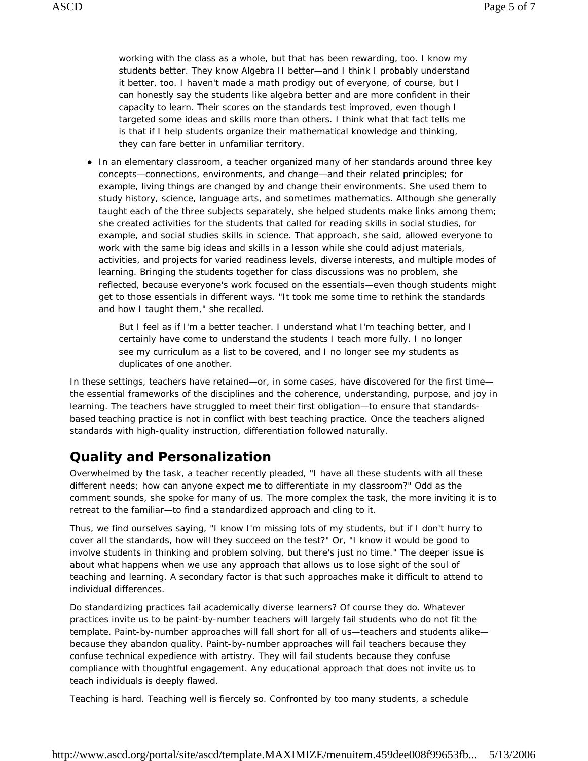> working with the class as a whole, but that has been rewarding, too. I know my students better. They know Algebra II better—and I think I probably understand it better, too. I haven't made a math prodigy out of everyone, of course, but I can honestly say the students like algebra better and are more confident in their capacity to learn. Their scores on the standards test improved, even though I targeted some ideas and skills more than others. I think what that fact tells me is that if I help students organize their mathematical knowledge and thinking, they can fare better in unfamiliar territory.

- In an elementary classroom, a teacher organized many of her standards around three key concepts—connections, environments, and change—and their related principles; for example, living things are changed by and change their environments. She used them to study history, science, language arts, and sometimes mathematics. Although she generally taught each of the three subjects separately, she helped students make links among them; she created activities for the students that called for reading skills in social studies, for example, and social studies skills in science. That approach, she said, allowed everyone to work with the same big ideas and skills in a lesson while she could adjust materials, activities, and projects for varied readiness levels, diverse interests, and multiple modes of learning. Bringing the students together for class discussions was no problem, she reflected, because everyone's work focused on the essentials—even though students might get to those essentials in different ways. "It took me some time to rethink the standards and how I taught them," she recalled.

> But I feel as if I'm a better teacher. I understand what I'm teaching better, and I certainly have come to understand the students I teach more fully. I no longer see my curriculum as a list to be covered, and I no longer see my students as duplicates of one another.

In these settings, teachers have retained—or, in some cases, have discovered for the first time—the essential frameworks of the disciplines and the coherence, understanding, purpose, and joy in learning. The teachers have struggled to meet their first obligation—to ensure that standards-based teaching practice is not in conflict with best teaching practice. Once the teachers aligned standards with high-quality instruction, differentiation followed naturally.

## Quality and Personalization

Overwhelmed by the task, a teacher recently pleaded, "I have all these students with all these different needs; how can anyone expect me to differentiate in my classroom?" Odd as the comment sounds, she spoke for many of us. The more complex the task, the more inviting it is to retreat to the familiar—to find a standardized approach and cling to it.

Thus, we find ourselves saying, "I know I'm missing lots of my students, but if I don't hurry to cover all the standards, how will they succeed on the test?" Or, "I know it would be good to involve students in thinking and problem solving, but there's just no time." The deeper issue is about what happens when we use any approach that allows us to lose sight of the soul of teaching and learning. A secondary factor is that such approaches make it difficult to attend to individual differences.

Do standardizing practices fail academically diverse learners? Of course they do. Whatever practices invite us to be paint-by-number teachers will largely fail students who do not fit the template. Paint-by-number approaches will fall short for all of us—teachers and students alike—because they abandon quality. Paint-by-number approaches will fail teachers because they confuse technical expedience with artistry. They will fail students because they confuse compliance with thoughtful engagement. Any educational approach that does not invite us to teach individuals is deeply flawed.

Teaching is hard. Teaching well is fiercely so. Confronted by too many students, a schedule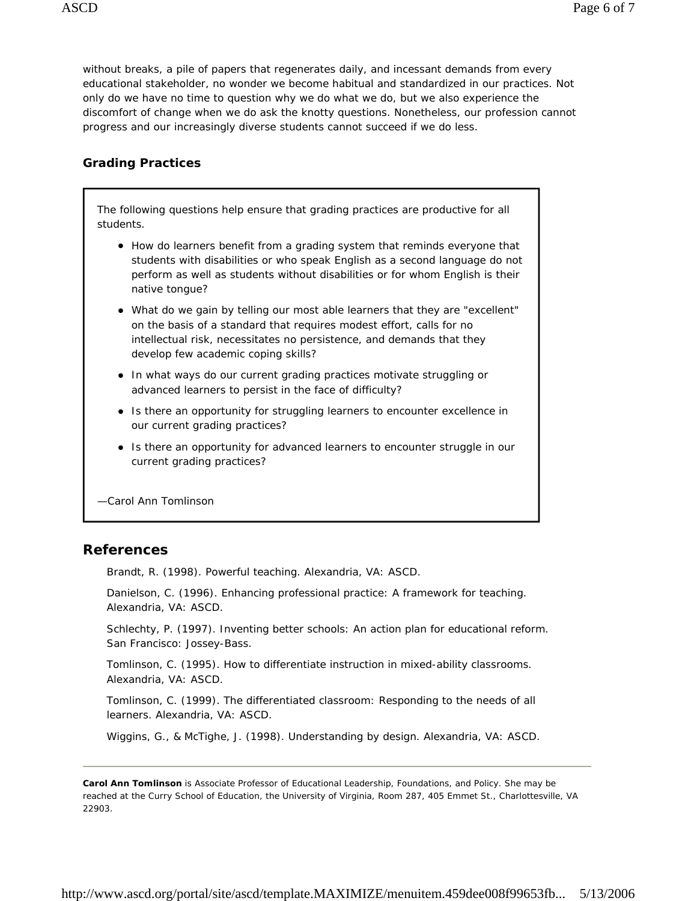without breaks, a pile of papers that regenerates daily, and incessant demands from every educational stakeholder, no wonder we become habitual and standardized in our practices. Not only do we have no time to question why we do what we do, but we also experience the discomfort of change when we do ask the knotty questions. Nonetheless, our profession cannot progress and our increasingly diverse students cannot succeed if we do less.

### Grading Practices

The following questions help ensure that grading practices are productive for all students.

- How do learners benefit from a grading system that reminds everyone that students with disabilities or who speak English as a second language do not perform as well as students without disabilities or for whom English is their native tongue?
- What do we gain by telling our most able learners that they are "excellent" on the basis of a standard that requires modest effort, calls for no intellectual risk, necessitates no persistence, and demands that they develop few academic coping skills?
- In what ways do our current grading practices motivate struggling or advanced learners to persist in the face of difficulty?
- Is there an opportunity for struggling learners to encounter excellence in our current grading practices?
- Is there an opportunity for advanced learners to encounter struggle in our current grading practices?

—Carol Ann Tomlinson

## References

Brandt, R. (1998). Powerful teaching. Alexandria, VA: ASCD.

Danielson, C. (1996). Enhancing professional practice: A framework for teaching. Alexandria, VA: ASCD.

Schlechty, P. (1997). Inventing better schools: An action plan for educational reform. San Francisco: Jossey-Bass.

Tomlinson, C. (1995). How to differentiate instruction in mixed-ability classrooms. Alexandria, VA: ASCD.

Tomlinson, C. (1999). The differentiated classroom: Responding to the needs of all learners. Alexandria, VA: ASCD.

Wiggins, G., & McTighe, J. (1998). Understanding by design. Alexandria, VA: ASCD.

---

**Carol Ann Tomlinson** is Associate Professor of Educational Leadership, Foundations, and Policy. She may be reached at the Curry School of Education, the University of Virginia, Room 287, 405 Emmet St., Charlottesville, VA 22903.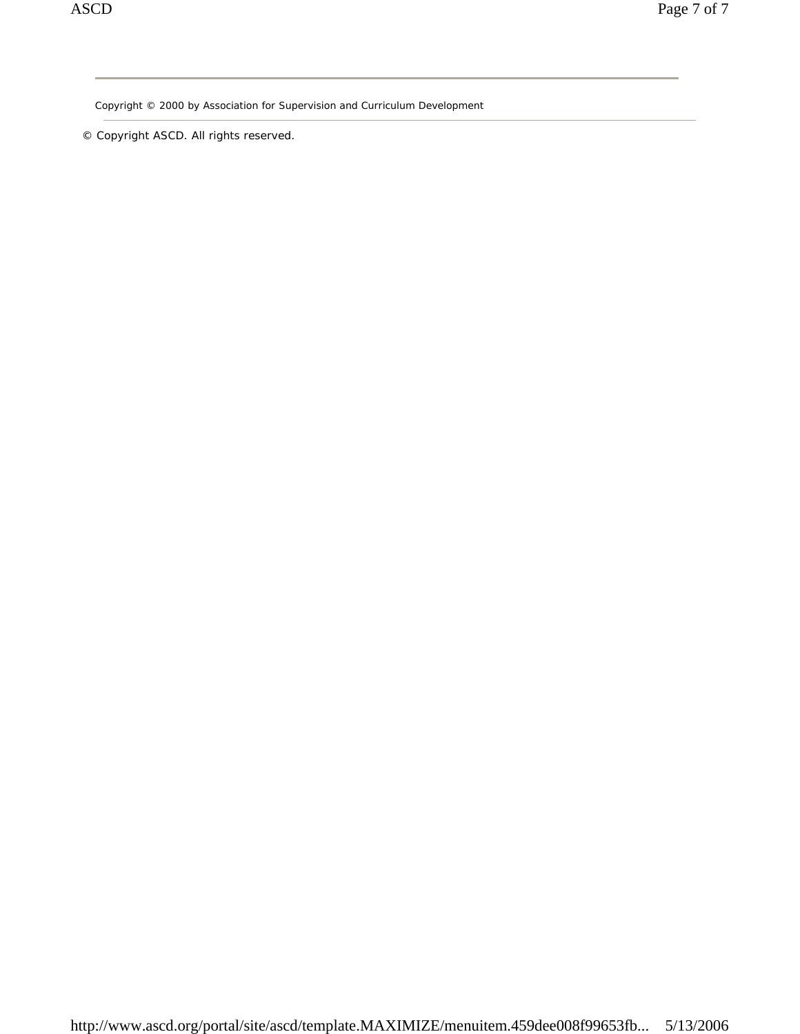---

Copyright © 2000 by Association for Supervision and Curriculum Development

---

© Copyright ASCD. All rights reserved.